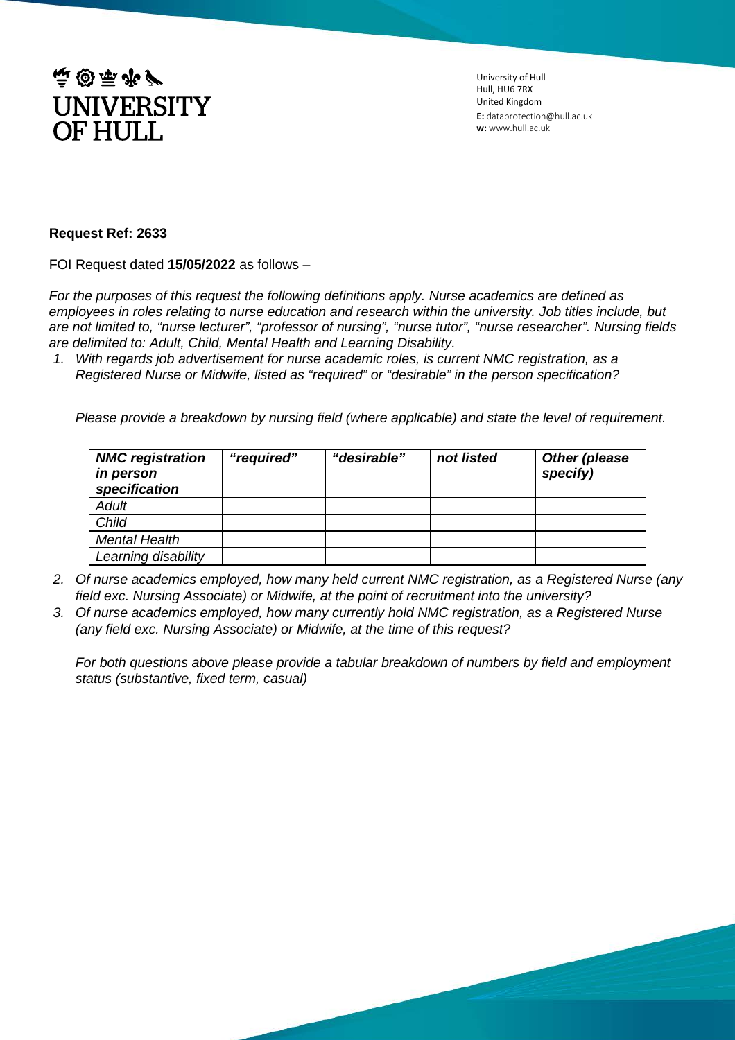# UNIVERSITY OF HULL

University of Hull
Hull, HU6 7RX
United Kingdom
**E:** dataprotection@hull.ac.uk
**w:** www.hull.ac.uk

**Request Ref: 2633**

FOI Request dated **15/05/2022** as follows –

*For the purposes of this request the following definitions apply. Nurse academics are defined as employees in roles relating to nurse education and research within the university. Job titles include, but are not limited to, "nurse lecturer", "professor of nursing", "nurse tutor", "nurse researcher". Nursing fields are delimited to: Adult, Child, Mental Health and Learning Disability.*

1. *With regards job advertisement for nurse academic roles, is current NMC registration, as a Registered Nurse or Midwife, listed as "required" or "desirable" in the person specification?*

   *Please provide a breakdown by nursing field (where applicable) and state the level of requirement.*

| ***NMC registration in person specification*** | ***"required"*** | ***"desirable"*** | ***not listed*** | ***Other (please specify)*** |
|---|---|---|---|---|
| *Adult* | | | | |
| *Child* | | | | |
| *Mental Health* | | | | |
| *Learning disability* | | | | |

2. *Of nurse academics employed, how many held current NMC registration, as a Registered Nurse (any field exc. Nursing Associate) or Midwife, at the point of recruitment into the university?*
3. *Of nurse academics employed, how many currently hold NMC registration, as a Registered Nurse (any field exc. Nursing Associate) or Midwife, at the time of this request?*

   *For both questions above please provide a tabular breakdown of numbers by field and employment status (substantive, fixed term, casual)*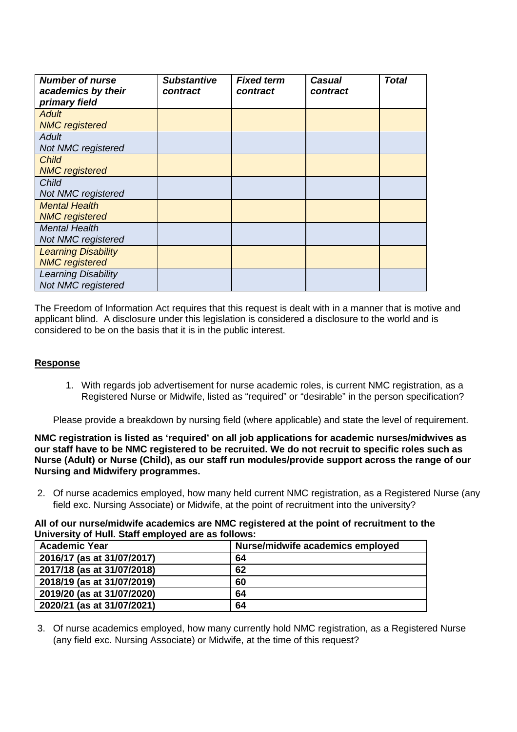| *Number of nurse academics by their primary field* | *Substantive contract* | *Fixed term contract* | *Casual contract* | *Total* |
|---|---|---|---|---|
| *Adult NMC registered* | | | | |
| *Adult Not NMC registered* | | | | |
| *Child NMC registered* | | | | |
| *Child Not NMC registered* | | | | |
| *Mental Health NMC registered* | | | | |
| *Mental Health Not NMC registered* | | | | |
| *Learning Disability NMC registered* | | | | |
| *Learning Disability Not NMC registered* | | | | |

The Freedom of Information Act requires that this request is dealt with in a manner that is motive and applicant blind. A disclosure under this legislation is considered a disclosure to the world and is considered to be on the basis that it is in the public interest.

**Response**

1. With regards job advertisement for nurse academic roles, is current NMC registration, as a Registered Nurse or Midwife, listed as "required" or "desirable" in the person specification?

   Please provide a breakdown by nursing field (where applicable) and state the level of requirement.

**NMC registration is listed as 'required' on all job applications for academic nurses/midwives as our staff have to be NMC registered to be recruited. We do not recruit to specific roles such as Nurse (Adult) or Nurse (Child), as our staff run modules/provide support across the range of our Nursing and Midwifery programmes.**

2. Of nurse academics employed, how many held current NMC registration, as a Registered Nurse (any field exc. Nursing Associate) or Midwife, at the point of recruitment into the university?

**All of our nurse/midwife academics are NMC registered at the point of recruitment to the University of Hull. Staff employed are as follows:**

| Academic Year | Nurse/midwife academics employed |
|---|---|
| 2016/17 (as at 31/07/2017) | 64 |
| 2017/18 (as at 31/07/2018) | 62 |
| 2018/19 (as at 31/07/2019) | 60 |
| 2019/20 (as at 31/07/2020) | 64 |
| 2020/21 (as at 31/07/2021) | 64 |

3. Of nurse academics employed, how many currently hold NMC registration, as a Registered Nurse (any field exc. Nursing Associate) or Midwife, at the time of this request?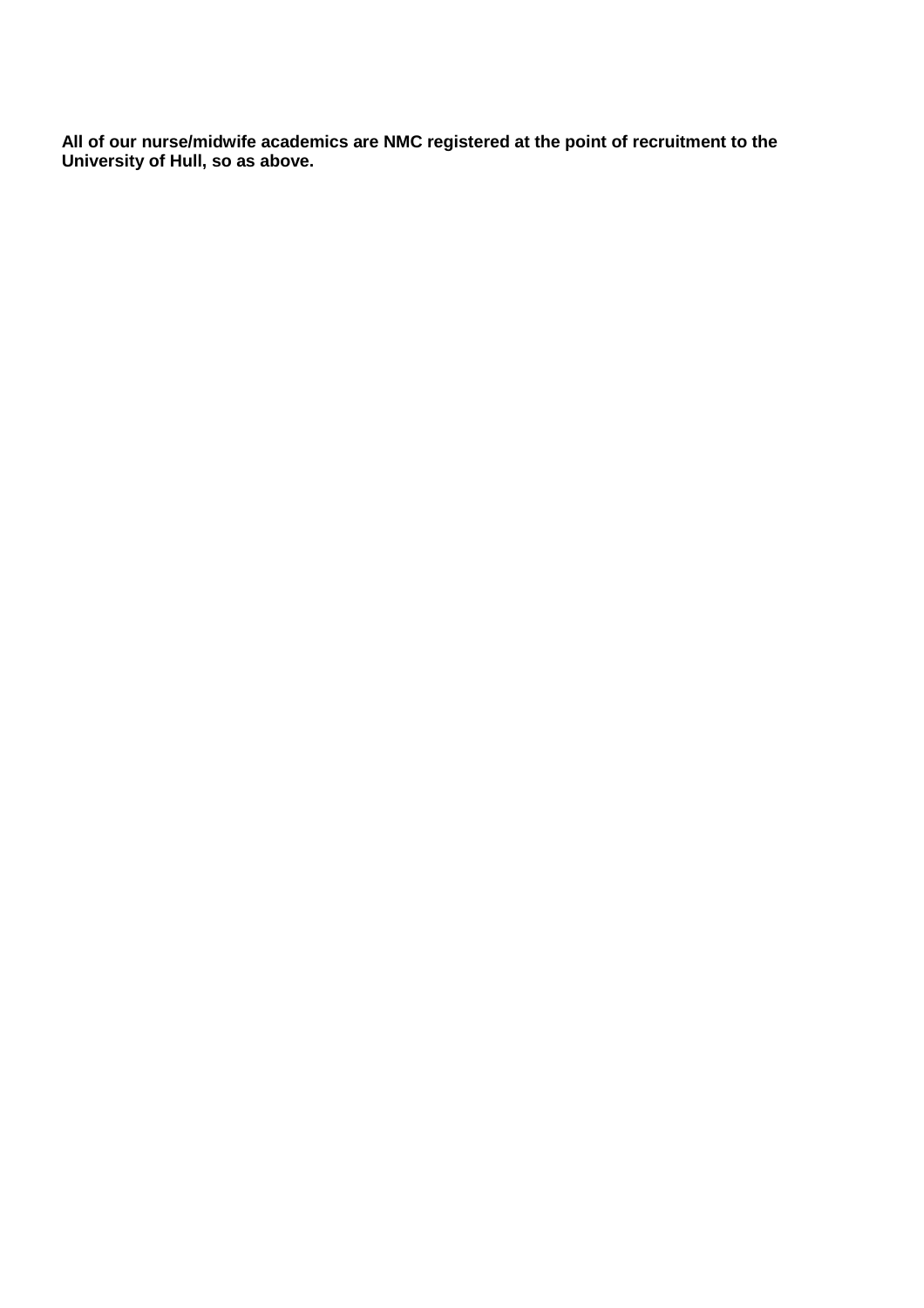**All of our nurse/midwife academics are NMC registered at the point of recruitment to the University of Hull, so as above.**